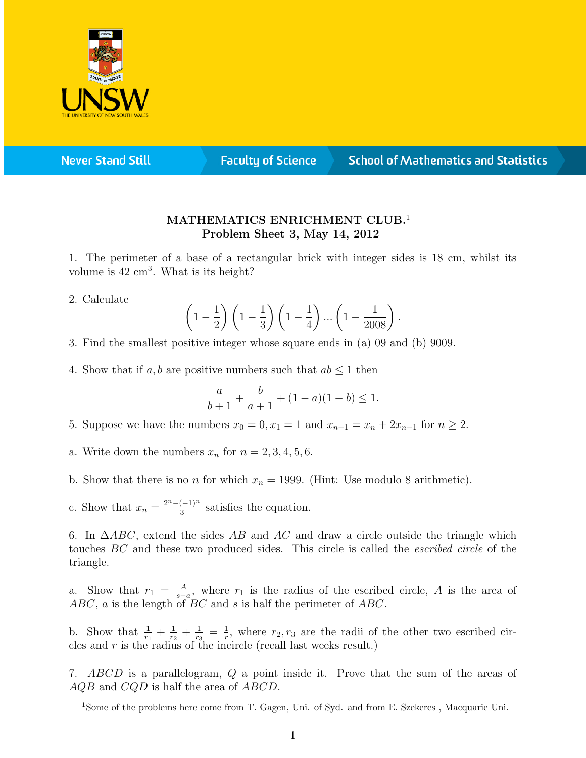**MATHEMATICS ENRICHMENT CLUB.**[1]
**Problem Sheet 3, May 14, 2012**

1. The perimeter of a base of a rectangular brick with integer sides is 18 cm, whilst its volume is 42 cm$^3$. What is its height?

2. Calculate

$$\left(1-\frac{1}{2}\right)\left(1-\frac{1}{3}\right)\left(1-\frac{1}{4}\right)...\left(1-\frac{1}{2008}\right).$$

3. Find the smallest positive integer whose square ends in (a) 09 and (b) 9009.

4. Show that if $a, b$ are positive numbers such that $ab \leq 1$ then

$$\frac{a}{b+1}+\frac{b}{a+1}+(1-a)(1-b)\leq 1.$$

5. Suppose we have the numbers $x_0 = 0, x_1 = 1$ and $x_{n+1} = x_n + 2x_{n-1}$ for $n \geq 2$.

a. Write down the numbers $x_n$ for $n = 2, 3, 4, 5, 6$.

b. Show that there is no $n$ for which $x_n = 1999$. (Hint: Use modulo 8 arithmetic).

c. Show that $x_n = \frac{2^n-(-1)^n}{3}$ satisfies the equation.

6. In $\Delta ABC$, extend the sides $AB$ and $AC$ and draw a circle outside the triangle which touches $BC$ and these two produced sides. This circle is called the *escribed circle* of the triangle.

a. Show that $r_1 = \frac{A}{s-a}$, where $r_1$ is the radius of the escribed circle, $A$ is the area of $ABC$, $a$ is the length of $BC$ and $s$ is half the perimeter of $ABC$.

b. Show that $\frac{1}{r_1}+\frac{1}{r_2}+\frac{1}{r_3}=\frac{1}{r}$, where $r_2, r_3$ are the radii of the other two escribed circles and $r$ is the radius of the incircle (recall last weeks result.)

7. $ABCD$ is a parallelogram, $Q$ a point inside it. Prove that the sum of the areas of $AQB$ and $CQD$ is half the area of $ABCD$.

[1] Some of the problems here come from T. Gagen, Uni. of Syd. and from E. Szekeres , Macquarie Uni.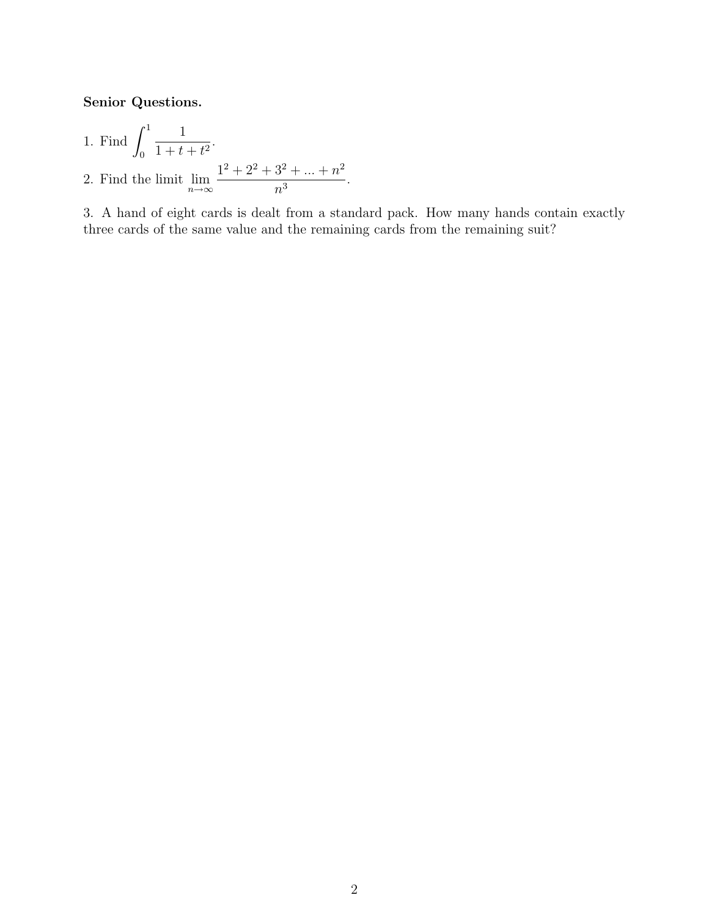**Senior Questions.**

1. Find $\displaystyle\int_0^1 \frac{1}{1+t+t^2}$.

2. Find the limit $\displaystyle\lim_{n\to\infty} \frac{1^2+2^2+3^2+...+n^2}{n^3}$.

3. A hand of eight cards is dealt from a standard pack. How many hands contain exactly three cards of the same value and the remaining cards from the remaining suit?